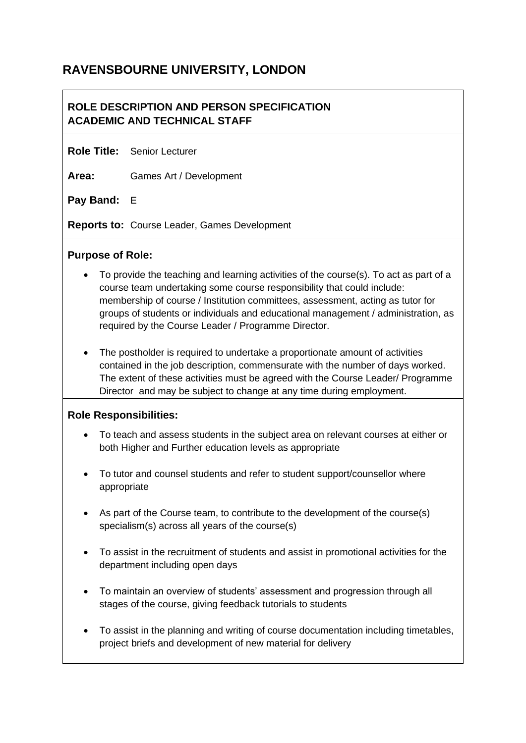# RAVENSBOURNE UNIVERSITY, LONDON

## ROLE DESCRIPTION AND PERSON SPECIFICATION
## ACADEMIC AND TECHNICAL STAFF

**Role Title:** Senior Lecturer

**Area:** Games Art / Development

**Pay Band:** E

**Reports to:** Course Leader, Games Development

### Purpose of Role:

- To provide the teaching and learning activities of the course(s). To act as part of a course team undertaking some course responsibility that could include: membership of course / Institution committees, assessment, acting as tutor for groups of students or individuals and educational management / administration, as required by the Course Leader / Programme Director.

- The postholder is required to undertake a proportionate amount of activities contained in the job description, commensurate with the number of days worked. The extent of these activities must be agreed with the Course Leader/ Programme Director and may be subject to change at any time during employment.

### Role Responsibilities:

- To teach and assess students in the subject area on relevant courses at either or both Higher and Further education levels as appropriate

- To tutor and counsel students and refer to student support/counsellor where appropriate

- As part of the Course team, to contribute to the development of the course(s) specialism(s) across all years of the course(s)

- To assist in the recruitment of students and assist in promotional activities for the department including open days

- To maintain an overview of students' assessment and progression through all stages of the course, giving feedback tutorials to students

- To assist in the planning and writing of course documentation including timetables, project briefs and development of new material for delivery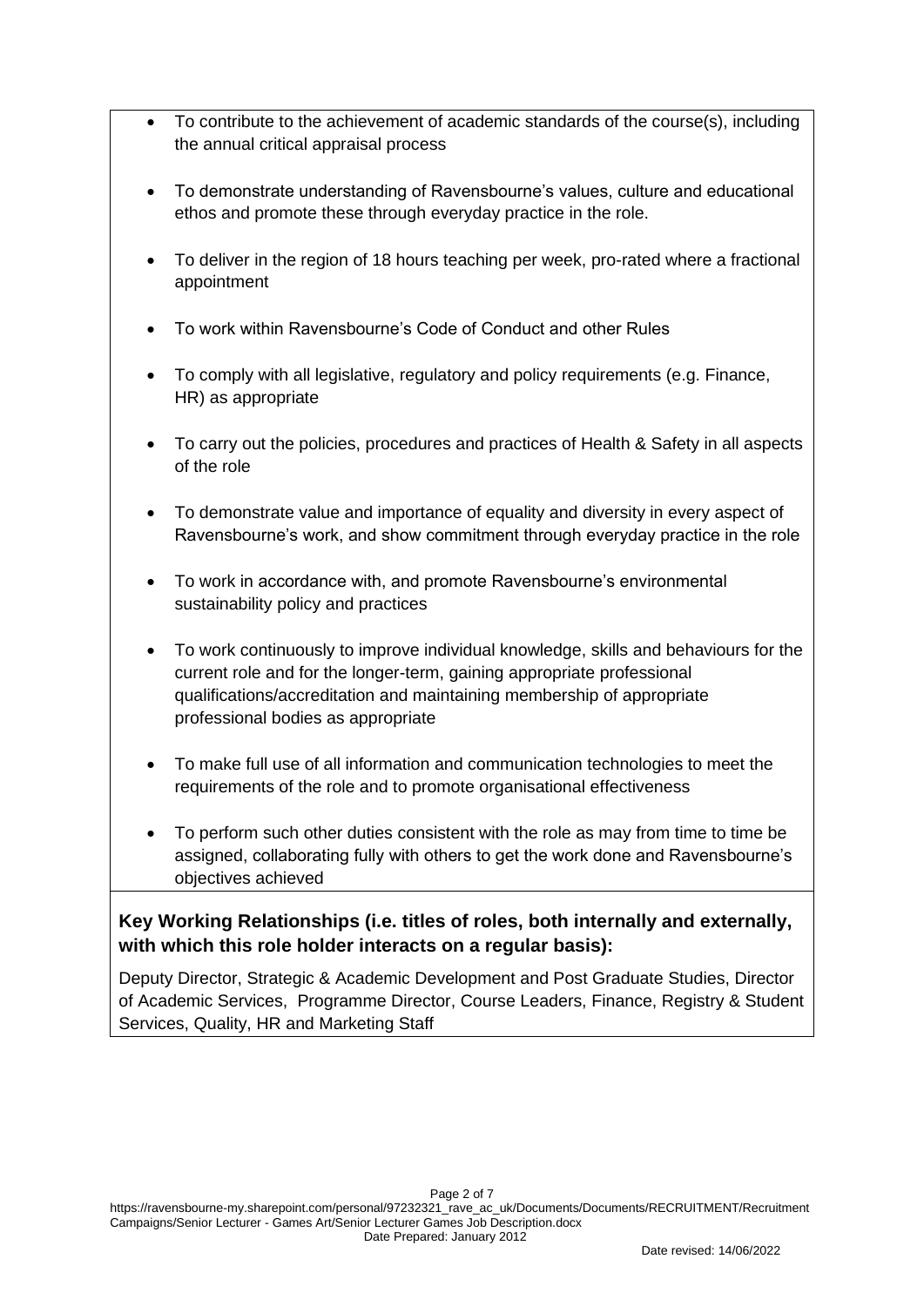- To contribute to the achievement of academic standards of the course(s), including the annual critical appraisal process

- To demonstrate understanding of Ravensbourne's values, culture and educational ethos and promote these through everyday practice in the role.

- To deliver in the region of 18 hours teaching per week, pro-rated where a fractional appointment

- To work within Ravensbourne's Code of Conduct and other Rules

- To comply with all legislative, regulatory and policy requirements (e.g. Finance, HR) as appropriate

- To carry out the policies, procedures and practices of Health & Safety in all aspects of the role

- To demonstrate value and importance of equality and diversity in every aspect of Ravensbourne's work, and show commitment through everyday practice in the role

- To work in accordance with, and promote Ravensbourne's environmental sustainability policy and practices

- To work continuously to improve individual knowledge, skills and behaviours for the current role and for the longer-term, gaining appropriate professional qualifications/accreditation and maintaining membership of appropriate professional bodies as appropriate

- To make full use of all information and communication technologies to meet the requirements of the role and to promote organisational effectiveness

- To perform such other duties consistent with the role as may from time to time be assigned, collaborating fully with others to get the work done and Ravensbourne's objectives achieved

**Key Working Relationships (i.e. titles of roles, both internally and externally, with which this role holder interacts on a regular basis):**

Deputy Director, Strategic & Academic Development and Post Graduate Studies, Director of Academic Services, Programme Director, Course Leaders, Finance, Registry & Student Services, Quality, HR and Marketing Staff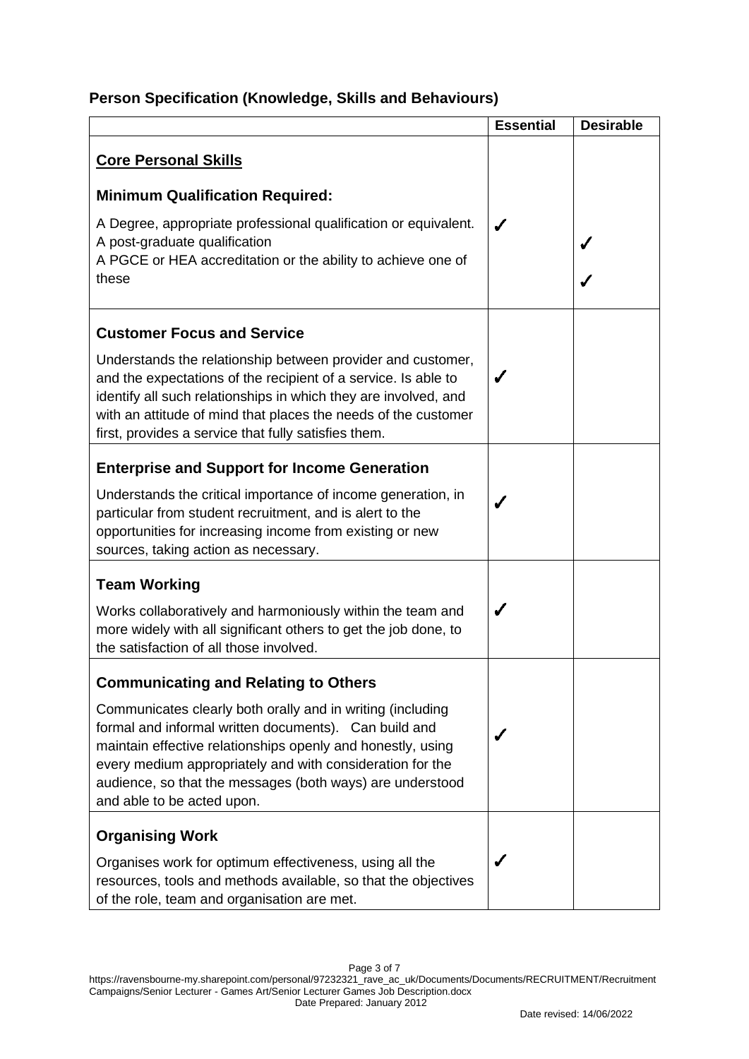## Person Specification (Knowledge, Skills and Behaviours)

| | Essential | Desirable |
|---|---|---|
| **<u>Core Personal Skills</u>**<br><br>**Minimum Qualification Required:**<br><br>A Degree, appropriate professional qualification or equivalent. | ✓ | |
| A post-graduate qualification | | ✓ |
| A PGCE or HEA accreditation or the ability to achieve one of these | | ✓ |
| **Customer Focus and Service**<br><br>Understands the relationship between provider and customer, and the expectations of the recipient of a service. Is able to identify all such relationships in which they are involved, and with an attitude of mind that places the needs of the customer first, provides a service that fully satisfies them. | ✓ | |
| **Enterprise and Support for Income Generation**<br><br>Understands the critical importance of income generation, in particular from student recruitment, and is alert to the opportunities for increasing income from existing or new sources, taking action as necessary. | ✓ | |
| **Team Working**<br><br>Works collaboratively and harmoniously within the team and more widely with all significant others to get the job done, to the satisfaction of all those involved. | ✓ | |
| **Communicating and Relating to Others**<br><br>Communicates clearly both orally and in writing (including formal and informal written documents). Can build and maintain effective relationships openly and honestly, using every medium appropriately and with consideration for the audience, so that the messages (both ways) are understood and able to be acted upon. | ✓ | |
| **Organising Work**<br><br>Organises work for optimum effectiveness, using all the resources, tools and methods available, so that the objectives of the role, team and organisation are met. | ✓ | |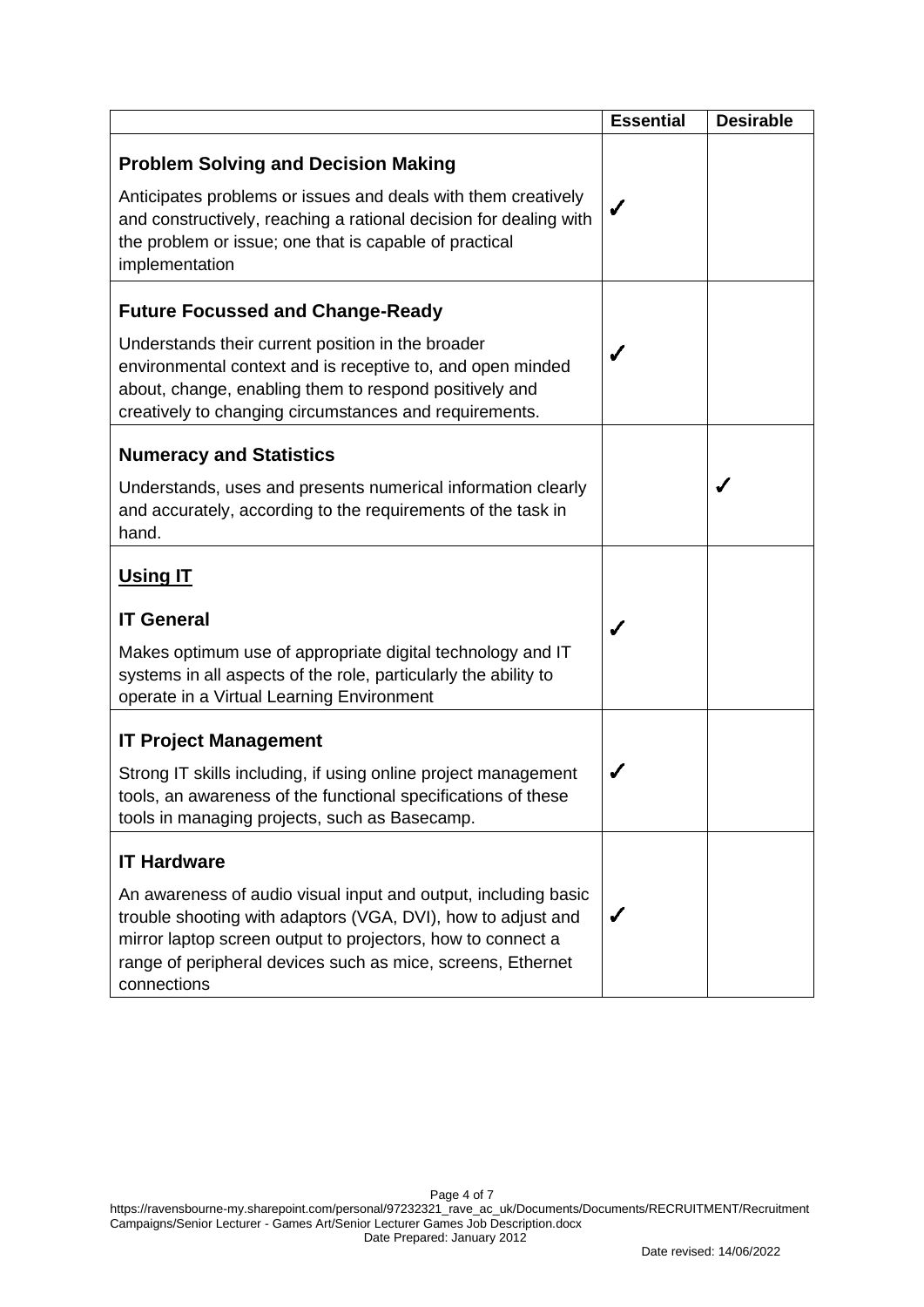| | Essential | Desirable |
|---|---|---|
| **Problem Solving and Decision Making**<br><br>Anticipates problems or issues and deals with them creatively and constructively, reaching a rational decision for dealing with the problem or issue; one that is capable of practical implementation | ✓ | |
| **Future Focussed and Change-Ready**<br><br>Understands their current position in the broader environmental context and is receptive to, and open minded about, change, enabling them to respond positively and creatively to changing circumstances and requirements. | ✓ | |
| **Numeracy and Statistics**<br><br>Understands, uses and presents numerical information clearly and accurately, according to the requirements of the task in hand. | | ✓ |
| **<u>Using IT</u>**<br><br>**IT General**<br><br>Makes optimum use of appropriate digital technology and IT systems in all aspects of the role, particularly the ability to operate in a Virtual Learning Environment | ✓ | |
| **IT Project Management**<br><br>Strong IT skills including, if using online project management tools, an awareness of the functional specifications of these tools in managing projects, such as Basecamp. | ✓ | |
| **IT Hardware**<br><br>An awareness of audio visual input and output, including basic trouble shooting with adaptors (VGA, DVI), how to adjust and mirror laptop screen output to projectors, how to connect a range of peripheral devices such as mice, screens, Ethernet connections | ✓ | |

https://ravensbourne-my.sharepoint.com/personal/97232321_rave_ac_uk/Documents/Documents/RECRUITMENT/Recruitment Campaigns/Senior Lecturer - Games Art/Senior Lecturer Games Job Description.docx
Date Prepared: January 2012

Date revised: 14/06/2022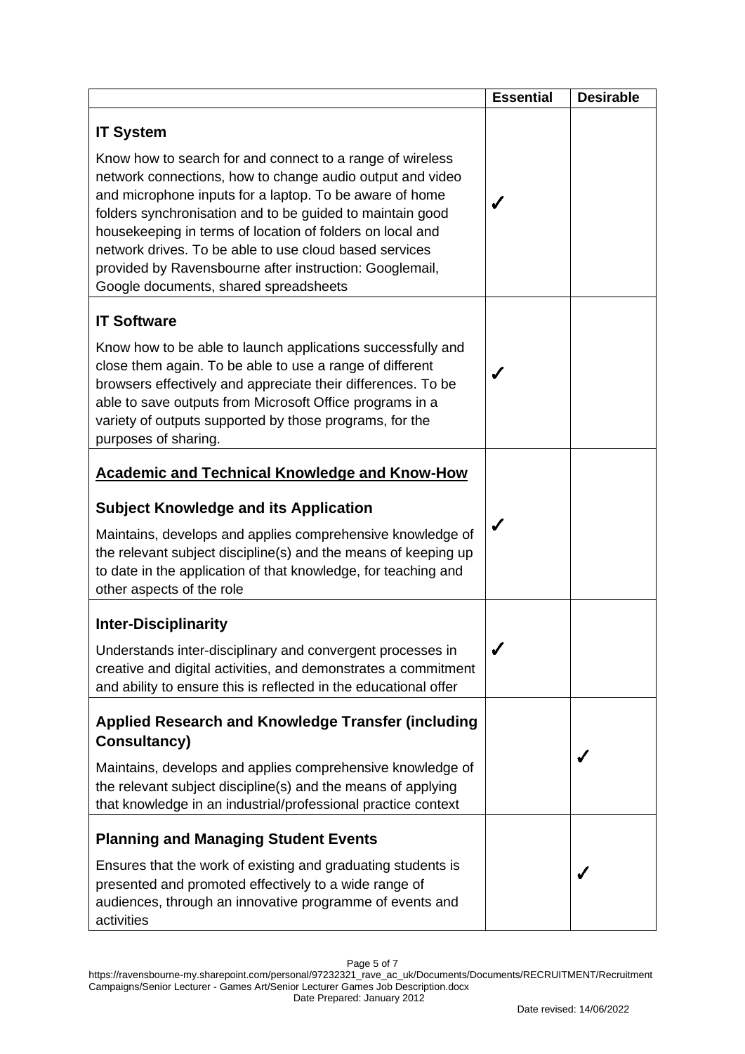| | Essential | Desirable |
|---|---|---|
| **IT System**<br><br>Know how to search for and connect to a range of wireless network connections, how to change audio output and video and microphone inputs for a laptop. To be aware of home folders synchronisation and to be guided to maintain good housekeeping in terms of location of folders on local and network drives. To be able to use cloud based services provided by Ravensbourne after instruction: Googlemail, Google documents, shared spreadsheets | ✓ | |
| **IT Software**<br><br>Know how to be able to launch applications successfully and close them again. To be able to use a range of different browsers effectively and appreciate their differences. To be able to save outputs from Microsoft Office programs in a variety of outputs supported by those programs, for the purposes of sharing. | ✓ | |
| **<u>Academic and Technical Knowledge and Know-How</u>**<br><br>**Subject Knowledge and its Application**<br><br>Maintains, develops and applies comprehensive knowledge of the relevant subject discipline(s) and the means of keeping up to date in the application of that knowledge, for teaching and other aspects of the role | ✓ | |
| **Inter-Disciplinarity**<br><br>Understands inter-disciplinary and convergent processes in creative and digital activities, and demonstrates a commitment and ability to ensure this is reflected in the educational offer | ✓ | |
| **Applied Research and Knowledge Transfer (including Consultancy)**<br><br>Maintains, develops and applies comprehensive knowledge of the relevant subject discipline(s) and the means of applying that knowledge in an industrial/professional practice context | | ✓ |
| **Planning and Managing Student Events**<br><br>Ensures that the work of existing and graduating students is presented and promoted effectively to a wide range of audiences, through an innovative programme of events and activities | | ✓ |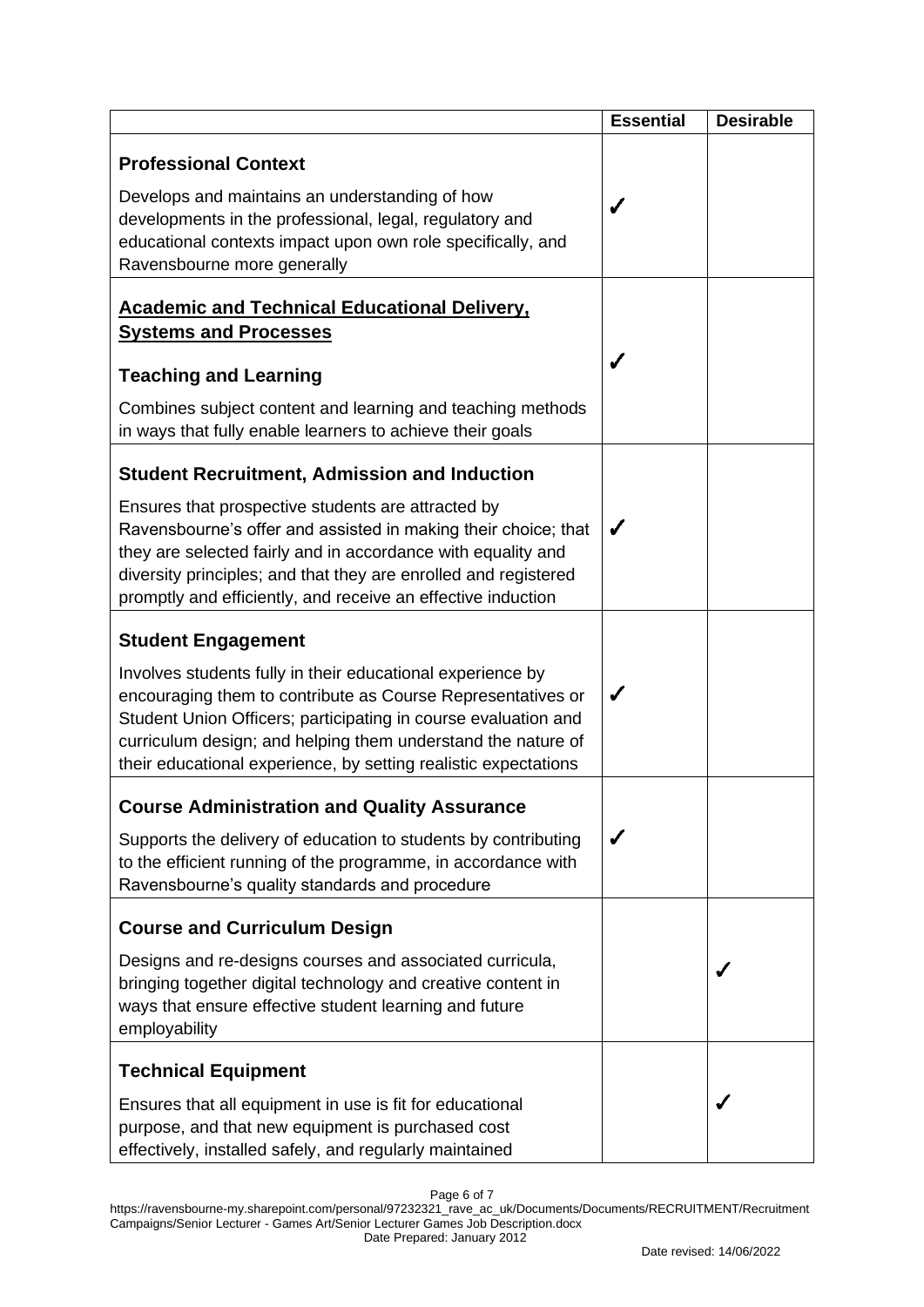| | Essential | Desirable |
|---|---|---|
| **Professional Context**<br><br>Develops and maintains an understanding of how developments in the professional, legal, regulatory and educational contexts impact upon own role specifically, and Ravensbourne more generally | ✓ | |
| **<u>Academic and Technical Educational Delivery, Systems and Processes</u>**<br><br>**Teaching and Learning**<br><br>Combines subject content and learning and teaching methods in ways that fully enable learners to achieve their goals | ✓ | |
| **Student Recruitment, Admission and Induction**<br><br>Ensures that prospective students are attracted by Ravensbourne's offer and assisted in making their choice; that they are selected fairly and in accordance with equality and diversity principles; and that they are enrolled and registered promptly and efficiently, and receive an effective induction | ✓ | |
| **Student Engagement**<br><br>Involves students fully in their educational experience by encouraging them to contribute as Course Representatives or Student Union Officers; participating in course evaluation and curriculum design; and helping them understand the nature of their educational experience, by setting realistic expectations | ✓ | |
| **Course Administration and Quality Assurance**<br><br>Supports the delivery of education to students by contributing to the efficient running of the programme, in accordance with Ravensbourne's quality standards and procedure | ✓ | |
| **Course and Curriculum Design**<br><br>Designs and re-designs courses and associated curricula, bringing together digital technology and creative content in ways that ensure effective student learning and future employability | | ✓ |
| **Technical Equipment**<br><br>Ensures that all equipment in use is fit for educational purpose, and that new equipment is purchased cost effectively, installed safely, and regularly maintained | | ✓ |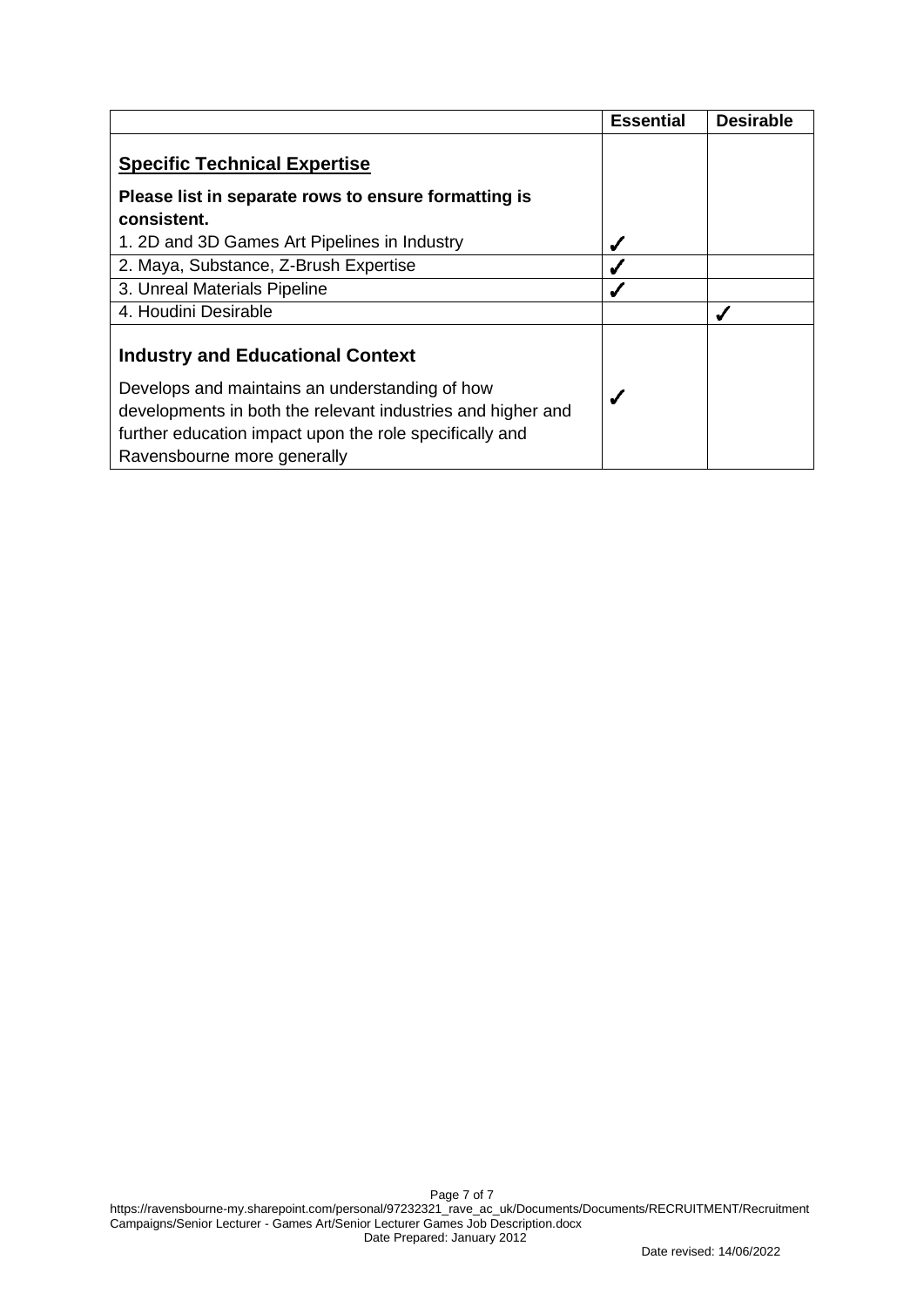| | Essential | Desirable |
|---|---|---|
| **Specific Technical Expertise**<br><br>**Please list in separate rows to ensure formatting is consistent.**<br>1. 2D and 3D Games Art Pipelines in Industry | ✓ | |
| 2. Maya, Substance, Z-Brush Expertise | ✓ | |
| 3. Unreal Materials Pipeline | ✓ | |
| 4. Houdini Desirable | | ✓ |
| **Industry and Educational Context**<br><br>Develops and maintains an understanding of how developments in both the relevant industries and higher and further education impact upon the role specifically and Ravensbourne more generally | ✓ | |

https://ravensbourne-my.sharepoint.com/personal/97232321_rave_ac_uk/Documents/Documents/RECRUITMENT/Recruitment Campaigns/Senior Lecturer - Games Art/Senior Lecturer Games Job Description.docx
Date Prepared: January 2012

Date revised: 14/06/2022